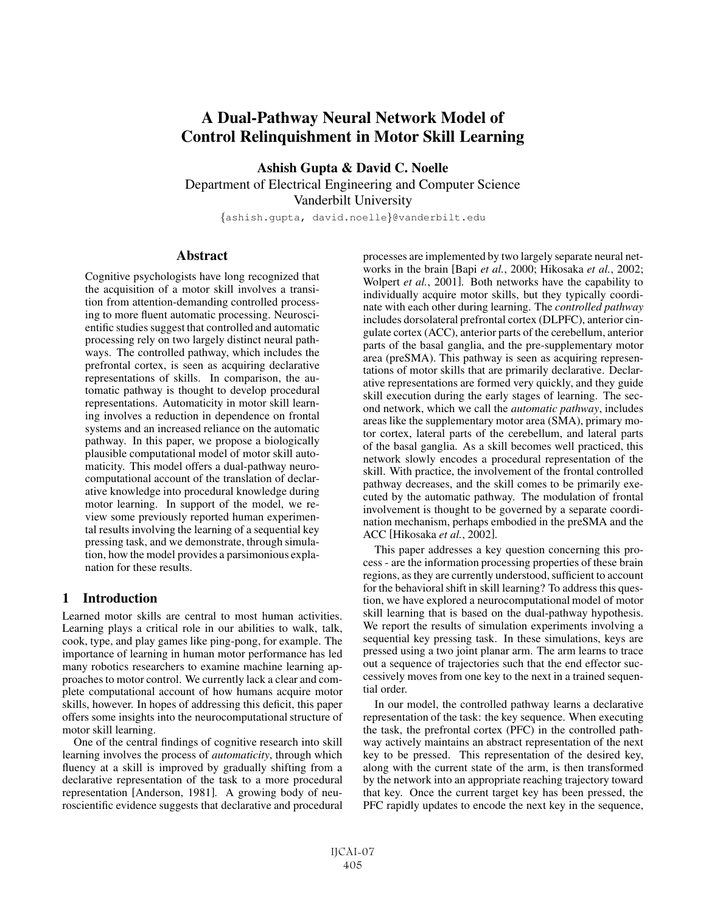# A Dual-Pathway Neural Network Model of Control Relinquishment in Motor Skill Learning

**Ashish Gupta & David C. Noelle**

Department of Electrical Engineering and Computer Science
Vanderbilt University

{ashish.gupta, david.noelle}@vanderbilt.edu

## Abstract

Cognitive psychologists have long recognized that the acquisition of a motor skill involves a transition from attention-demanding controlled processing to more fluent automatic processing. Neuroscientific studies suggest that controlled and automatic processing rely on two largely distinct neural pathways. The controlled pathway, which includes the prefrontal cortex, is seen as acquiring declarative representations of skills. In comparison, the automatic pathway is thought to develop procedural representations. Automaticity in motor skill learning involves a reduction in dependence on frontal systems and an increased reliance on the automatic pathway. In this paper, we propose a biologically plausible computational model of motor skill automaticity. This model offers a dual-pathway neurocomputational account of the translation of declarative knowledge into procedural knowledge during motor learning. In support of the model, we review some previously reported human experimental results involving the learning of a sequential key pressing task, and we demonstrate, through simulation, how the model provides a parsimonious explanation for these results.

## 1 Introduction

Learned motor skills are central to most human activities. Learning plays a critical role in our abilities to walk, talk, cook, type, and play games like ping-pong, for example. The importance of learning in human motor performance has led many robotics researchers to examine machine learning approaches to motor control. We currently lack a clear and complete computational account of how humans acquire motor skills, however. In hopes of addressing this deficit, this paper offers some insights into the neurocomputational structure of motor skill learning.

One of the central findings of cognitive research into skill learning involves the process of *automaticity*, through which fluency at a skill is improved by gradually shifting from a declarative representation of the task to a more procedural representation [Anderson, 1981]. A growing body of neuroscientific evidence suggests that declarative and procedural processes are implemented by two largely separate neural networks in the brain [Bapi *et al.*, 2000; Hikosaka *et al.*, 2002; Wolpert *et al.*, 2001]. Both networks have the capability to individually acquire motor skills, but they typically coordinate with each other during learning. The *controlled pathway* includes dorsolateral prefrontal cortex (DLPFC), anterior cingulate cortex (ACC), anterior parts of the cerebellum, anterior parts of the basal ganglia, and the pre-supplementary motor area (preSMA). This pathway is seen as acquiring representations of motor skills that are primarily declarative. Declarative representations are formed very quickly, and they guide skill execution during the early stages of learning. The second network, which we call the *automatic pathway*, includes areas like the supplementary motor area (SMA), primary motor cortex, lateral parts of the cerebellum, and lateral parts of the basal ganglia. As a skill becomes well practiced, this network slowly encodes a procedural representation of the skill. With practice, the involvement of the frontal controlled pathway decreases, and the skill comes to be primarily executed by the automatic pathway. The modulation of frontal involvement is thought to be governed by a separate coordination mechanism, perhaps embodied in the preSMA and the ACC [Hikosaka *et al.*, 2002].

This paper addresses a key question concerning this process - are the information processing properties of these brain regions, as they are currently understood, sufficient to account for the behavioral shift in skill learning? To address this question, we have explored a neurocomputational model of motor skill learning that is based on the dual-pathway hypothesis. We report the results of simulation experiments involving a sequential key pressing task. In these simulations, keys are pressed using a two joint planar arm. The arm learns to trace out a sequence of trajectories such that the end effector successively moves from one key to the next in a trained sequential order.

In our model, the controlled pathway learns a declarative representation of the task: the key sequence. When executing the task, the prefrontal cortex (PFC) in the controlled pathway actively maintains an abstract representation of the next key to be pressed. This representation of the desired key, along with the current state of the arm, is then transformed by the network into an appropriate reaching trajectory toward that key. Once the current target key has been pressed, the PFC rapidly updates to encode the next key in the sequence,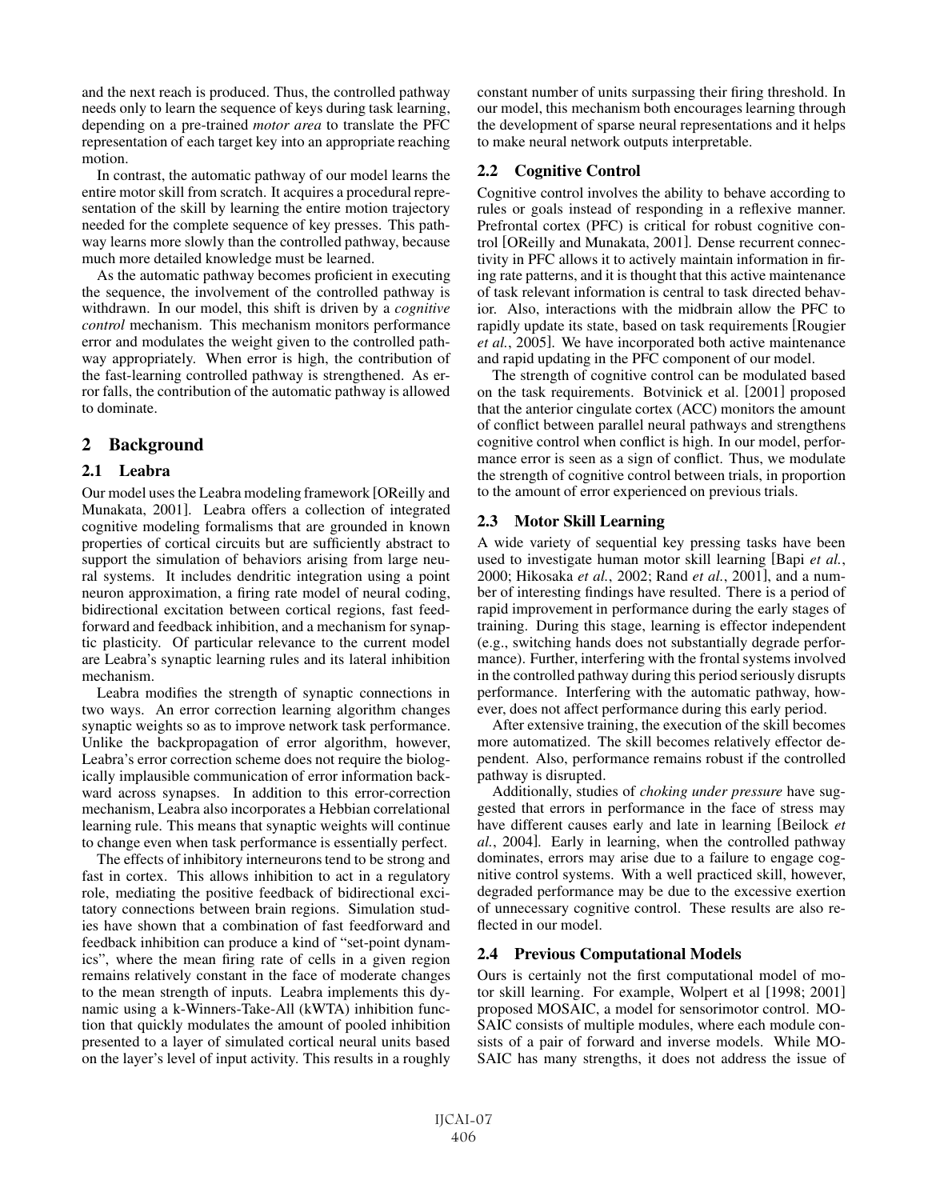and the next reach is produced. Thus, the controlled pathway needs only to learn the sequence of keys during task learning, depending on a pre-trained *motor area* to translate the PFC representation of each target key into an appropriate reaching motion.

In contrast, the automatic pathway of our model learns the entire motor skill from scratch. It acquires a procedural representation of the skill by learning the entire motion trajectory needed for the complete sequence of key presses. This pathway learns more slowly than the controlled pathway, because much more detailed knowledge must be learned.

As the automatic pathway becomes proficient in executing the sequence, the involvement of the controlled pathway is withdrawn. In our model, this shift is driven by a *cognitive control* mechanism. This mechanism monitors performance error and modulates the weight given to the controlled pathway appropriately. When error is high, the contribution of the fast-learning controlled pathway is strengthened. As error falls, the contribution of the automatic pathway is allowed to dominate.

## 2 Background

### 2.1 Leabra

Our model uses the Leabra modeling framework [OReilly and Munakata, 2001]. Leabra offers a collection of integrated cognitive modeling formalisms that are grounded in known properties of cortical circuits but are sufficiently abstract to support the simulation of behaviors arising from large neural systems. It includes dendritic integration using a point neuron approximation, a firing rate model of neural coding, bidirectional excitation between cortical regions, fast feedforward and feedback inhibition, and a mechanism for synaptic plasticity. Of particular relevance to the current model are Leabra's synaptic learning rules and its lateral inhibition mechanism.

Leabra modifies the strength of synaptic connections in two ways. An error correction learning algorithm changes synaptic weights so as to improve network task performance. Unlike the backpropagation of error algorithm, however, Leabra's error correction scheme does not require the biologically implausible communication of error information backward across synapses. In addition to this error-correction mechanism, Leabra also incorporates a Hebbian correlational learning rule. This means that synaptic weights will continue to change even when task performance is essentially perfect.

The effects of inhibitory interneurons tend to be strong and fast in cortex. This allows inhibition to act in a regulatory role, mediating the positive feedback of bidirectional excitatory connections between brain regions. Simulation studies have shown that a combination of fast feedforward and feedback inhibition can produce a kind of "set-point dynamics", where the mean firing rate of cells in a given region remains relatively constant in the face of moderate changes to the mean strength of inputs. Leabra implements this dynamic using a k-Winners-Take-All (kWTA) inhibition function that quickly modulates the amount of pooled inhibition presented to a layer of simulated cortical neural units based on the layer's level of input activity. This results in a roughly constant number of units surpassing their firing threshold. In our model, this mechanism both encourages learning through the development of sparse neural representations and it helps to make neural network outputs interpretable.

### 2.2 Cognitive Control

Cognitive control involves the ability to behave according to rules or goals instead of responding in a reflexive manner. Prefrontal cortex (PFC) is critical for robust cognitive control [OReilly and Munakata, 2001]. Dense recurrent connectivity in PFC allows it to actively maintain information in firing rate patterns, and it is thought that this active maintenance of task relevant information is central to task directed behavior. Also, interactions with the midbrain allow the PFC to rapidly update its state, based on task requirements [Rougier *et al.*, 2005]. We have incorporated both active maintenance and rapid updating in the PFC component of our model.

The strength of cognitive control can be modulated based on the task requirements. Botvinick et al. [2001] proposed that the anterior cingulate cortex (ACC) monitors the amount of conflict between parallel neural pathways and strengthens cognitive control when conflict is high. In our model, performance error is seen as a sign of conflict. Thus, we modulate the strength of cognitive control between trials, in proportion to the amount of error experienced on previous trials.

### 2.3 Motor Skill Learning

A wide variety of sequential key pressing tasks have been used to investigate human motor skill learning [Bapi *et al.*, 2000; Hikosaka *et al.*, 2002; Rand *et al.*, 2001], and a number of interesting findings have resulted. There is a period of rapid improvement in performance during the early stages of training. During this stage, learning is effector independent (e.g., switching hands does not substantially degrade performance). Further, interfering with the frontal systems involved in the controlled pathway during this period seriously disrupts performance. Interfering with the automatic pathway, however, does not affect performance during this early period.

After extensive training, the execution of the skill becomes more automatized. The skill becomes relatively effector dependent. Also, performance remains robust if the controlled pathway is disrupted.

Additionally, studies of *choking under pressure* have suggested that errors in performance in the face of stress may have different causes early and late in learning [Beilock *et al.*, 2004]. Early in learning, when the controlled pathway dominates, errors may arise due to a failure to engage cognitive control systems. With a well practiced skill, however, degraded performance may be due to the excessive exertion of unnecessary cognitive control. These results are also reflected in our model.

### 2.4 Previous Computational Models

Ours is certainly not the first computational model of motor skill learning. For example, Wolpert et al [1998; 2001] proposed MOSAIC, a model for sensorimotor control. MOSAIC consists of multiple modules, where each module consists of a pair of forward and inverse models. While MOSAIC has many strengths, it does not address the issue of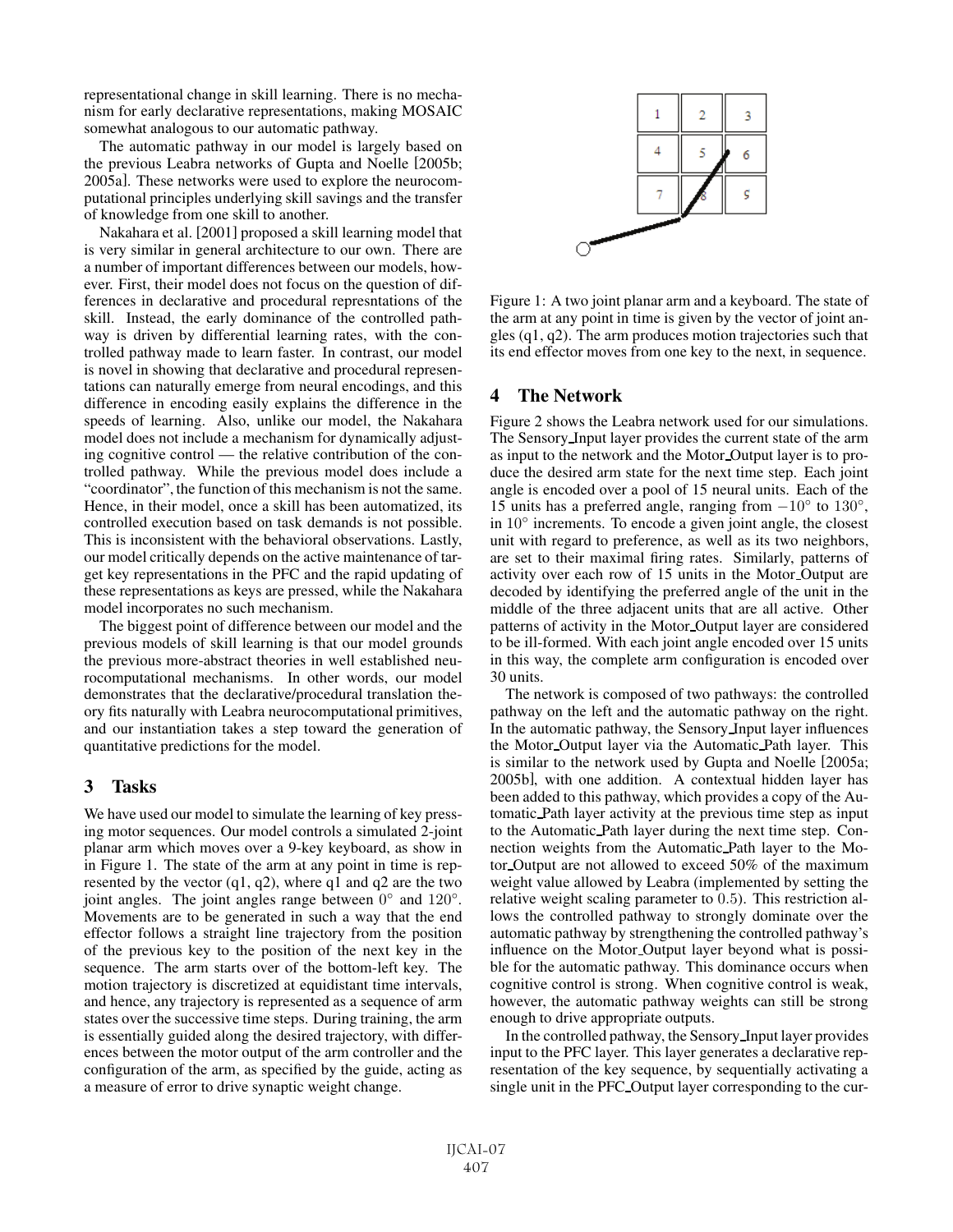representational change in skill learning. There is no mechanism for early declarative representations, making MOSAIC somewhat analogous to our automatic pathway.

The automatic pathway in our model is largely based on the previous Leabra networks of Gupta and Noelle [2005b; 2005a]. These networks were used to explore the neurocomputational principles underlying skill savings and the transfer of knowledge from one skill to another.

Nakahara et al. [2001] proposed a skill learning model that is very similar in general architecture to our own. There are a number of important differences between our models, however. First, their model does not focus on the question of differences in declarative and procedural represntations of the skill. Instead, the early dominance of the controlled pathway is driven by differential learning rates, with the controlled pathway made to learn faster. In contrast, our model is novel in showing that declarative and procedural representations can naturally emerge from neural encodings, and this difference in encoding easily explains the difference in the speeds of learning. Also, unlike our model, the Nakahara model does not include a mechanism for dynamically adjusting cognitive control — the relative contribution of the controlled pathway. While the previous model does include a "coordinator", the function of this mechanism is not the same. Hence, in their model, once a skill has been automatized, its controlled execution based on task demands is not possible. This is inconsistent with the behavioral observations. Lastly, our model critically depends on the active maintenance of target key representations in the PFC and the rapid updating of these representations as keys are pressed, while the Nakahara model incorporates no such mechanism.

The biggest point of difference between our model and the previous models of skill learning is that our model grounds the previous more-abstract theories in well established neurocomputational mechanisms. In other words, our model demonstrates that the declarative/procedural translation theory fits naturally with Leabra neurocomputational primitives, and our instantiation takes a step toward the generation of quantitative predictions for the model.

## 3 Tasks

We have used our model to simulate the learning of key pressing motor sequences. Our model controls a simulated 2-joint planar arm which moves over a 9-key keyboard, as show in in Figure 1. The state of the arm at any point in time is represented by the vector (q1, q2), where q1 and q2 are the two joint angles. The joint angles range between $0°$ and $120°$. Movements are to be generated in such a way that the end effector follows a straight line trajectory from the position of the previous key to the position of the next key in the sequence. The arm starts over of the bottom-left key. The motion trajectory is discretized at equidistant time intervals, and hence, any trajectory is represented as a sequence of arm states over the successive time steps. During training, the arm is essentially guided along the desired trajectory, with differences between the motor output of the arm controller and the configuration of the arm, as specified by the guide, acting as a measure of error to drive synaptic weight change.

Figure 1: A two joint planar arm and a keyboard. The state of the arm at any point in time is given by the vector of joint angles (q1, q2). The arm produces motion trajectories such that its end effector moves from one key to the next, in sequence.

## 4 The Network

Figure 2 shows the Leabra network used for our simulations. The Sensory_Input layer provides the current state of the arm as input to the network and the Motor_Output layer is to produce the desired arm state for the next time step. Each joint angle is encoded over a pool of 15 neural units. Each of the 15 units has a preferred angle, ranging from $-10°$ to $130°$, in $10°$ increments. To encode a given joint angle, the closest unit with regard to preference, as well as its two neighbors, are set to their maximal firing rates. Similarly, patterns of activity over each row of 15 units in the Motor_Output are decoded by identifying the preferred angle of the unit in the middle of the three adjacent units that are all active. Other patterns of activity in the Motor_Output layer are considered to be ill-formed. With each joint angle encoded over 15 units in this way, the complete arm configuration is encoded over 30 units.

The network is composed of two pathways: the controlled pathway on the left and the automatic pathway on the right. In the automatic pathway, the Sensory_Input layer influences the Motor_Output layer via the Automatic_Path layer. This is similar to the network used by Gupta and Noelle [2005a; 2005b], with one addition. A contextual hidden layer has been added to this pathway, which provides a copy of the Automatic_Path layer activity at the previous time step as input to the Automatic_Path layer during the next time step. Connection weights from the Automatic_Path layer to the Motor_Output are not allowed to exceed 50% of the maximum weight value allowed by Leabra (implemented by setting the relative weight scaling parameter to 0.5). This restriction allows the controlled pathway to strongly dominate over the automatic pathway by strengthening the controlled pathway's influence on the Motor_Output layer beyond what is possible for the automatic pathway. This dominance occurs when cognitive control is strong. When cognitive control is weak, however, the automatic pathway weights can still be strong enough to drive appropriate outputs.

In the controlled pathway, the Sensory_Input layer provides input to the PFC layer. This layer generates a declarative representation of the key sequence, by sequentially activating a single unit in the PFC_Output layer corresponding to the cur-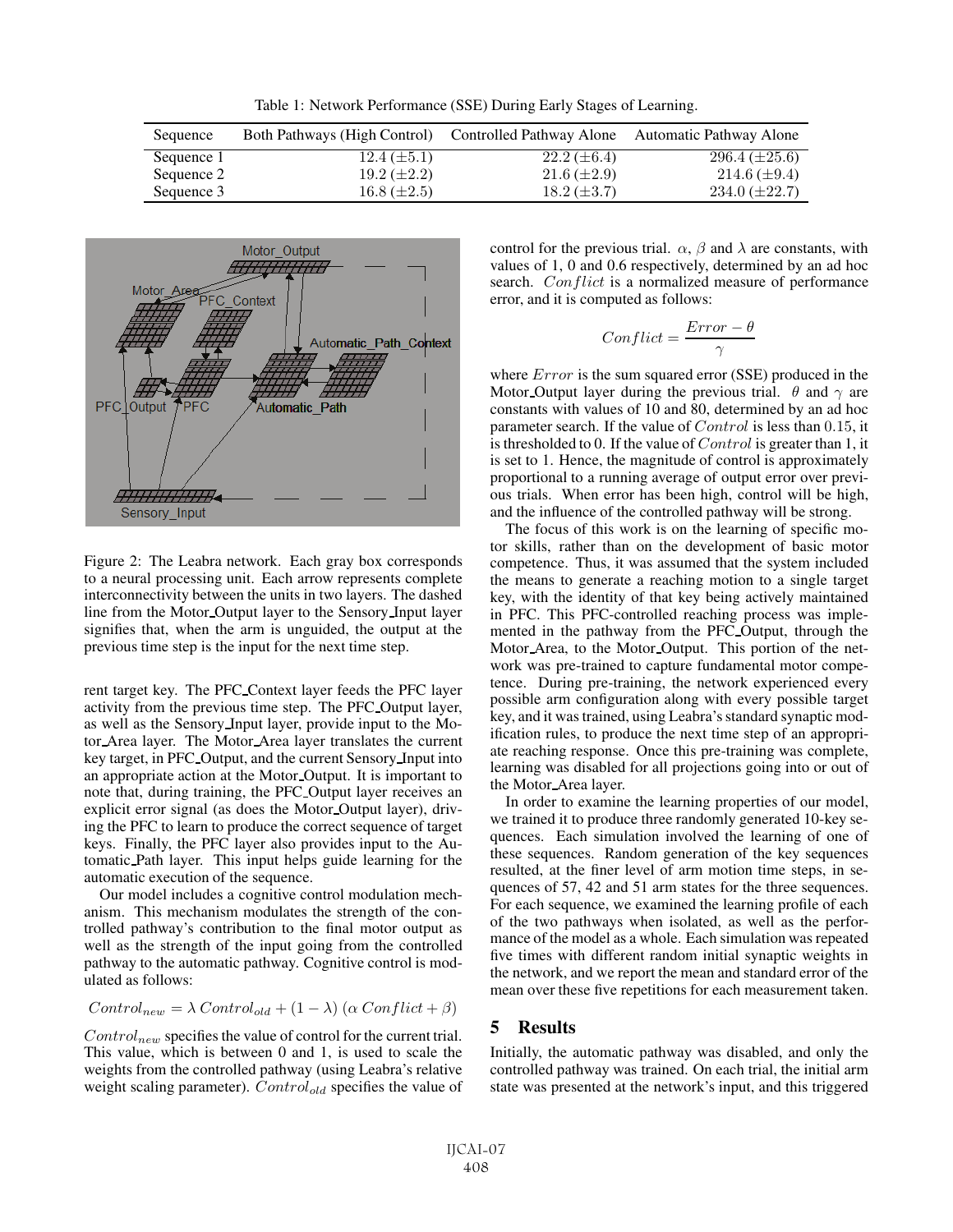Table 1: Network Performance (SSE) During Early Stages of Learning.

| Sequence | Both Pathways (High Control) | Controlled Pathway Alone | Automatic Pathway Alone |
|---|---|---|---|
| Sequence 1 | 12.4 ($\pm$5.1) | 22.2 ($\pm$6.4) | 296.4 ($\pm$25.6) |
| Sequence 2 | 19.2 ($\pm$2.2) | 21.6 ($\pm$2.9) | 214.6 ($\pm$9.4) |
| Sequence 3 | 16.8 ($\pm$2.5) | 18.2 ($\pm$3.7) | 234.0 ($\pm$22.7) |

Figure 2: The Leabra network. Each gray box corresponds to a neural processing unit. Each arrow represents complete interconnectivity between the units in two layers. The dashed line from the Motor_Output layer to the Sensory_Input layer signifies that, when the arm is unguided, the output at the previous time step is the input for the next time step.

rent target key. The PFC_Context layer feeds the PFC layer activity from the previous time step. The PFC_Output layer, as well as the Sensory_Input layer, provide input to the Motor_Area layer. The Motor_Area layer translates the current key target, in PFC_Output, and the current Sensory_Input into an appropriate action at the Motor_Output. It is important to note that, during training, the PFC_Output layer receives an explicit error signal (as does the Motor_Output layer), driving the PFC to learn to produce the correct sequence of target keys. Finally, the PFC layer also provides input to the Automatic_Path layer. This input helps guide learning for the automatic execution of the sequence.

Our model includes a cognitive control modulation mechanism. This mechanism modulates the strength of the controlled pathway's contribution to the final motor output as well as the strength of the input going from the controlled pathway to the automatic pathway. Cognitive control is modulated as follows:

$$Control_{new} = \lambda\, Control_{old} + (1 - \lambda)\, (\alpha\, Conflict + \beta)$$

$Control_{new}$ specifies the value of control for the current trial. This value, which is between 0 and 1, is used to scale the weights from the controlled pathway (using Leabra's relative weight scaling parameter). $Control_{old}$ specifies the value of control for the previous trial. $\alpha$, $\beta$ and $\lambda$ are constants, with values of 1, 0 and 0.6 respectively, determined by an ad hoc search. $Conflict$ is a normalized measure of performance error, and it is computed as follows:

$$Conflict = \frac{Error - \theta}{\gamma}$$

where $Error$ is the sum squared error (SSE) produced in the Motor_Output layer during the previous trial. $\theta$ and $\gamma$ are constants with values of 10 and 80, determined by an ad hoc parameter search. If the value of $Control$ is less than 0.15, it is thresholded to 0. If the value of $Control$ is greater than 1, it is set to 1. Hence, the magnitude of control is approximately proportional to a running average of output error over previous trials. When error has been high, control will be high, and the influence of the controlled pathway will be strong.

The focus of this work is on the learning of specific motor skills, rather than on the development of basic motor competence. Thus, it was assumed that the system included the means to generate a reaching motion to a single target key, with the identity of that key being actively maintained in PFC. This PFC-controlled reaching process was implemented in the pathway from the PFC_Output, through the Motor_Area, to the Motor_Output. This portion of the network was pre-trained to capture fundamental motor competence. During pre-training, the network experienced every possible arm configuration along with every possible target key, and it was trained, using Leabra's standard synaptic modification rules, to produce the next time step of an appropriate reaching response. Once this pre-training was complete, learning was disabled for all projections going into or out of the Motor_Area layer.

In order to examine the learning properties of our model, we trained it to produce three randomly generated 10-key sequences. Each simulation involved the learning of one of these sequences. Random generation of the key sequences resulted, at the finer level of arm motion time steps, in sequences of 57, 42 and 51 arm states for the three sequences. For each sequence, we examined the learning profile of each of the two pathways when isolated, as well as the performance of the model as a whole. Each simulation was repeated five times with different random initial synaptic weights in the network, and we report the mean and standard error of the mean over these five repetitions for each measurement taken.

## 5 Results

Initially, the automatic pathway was disabled, and only the controlled pathway was trained. On each trial, the initial arm state was presented at the network's input, and this triggered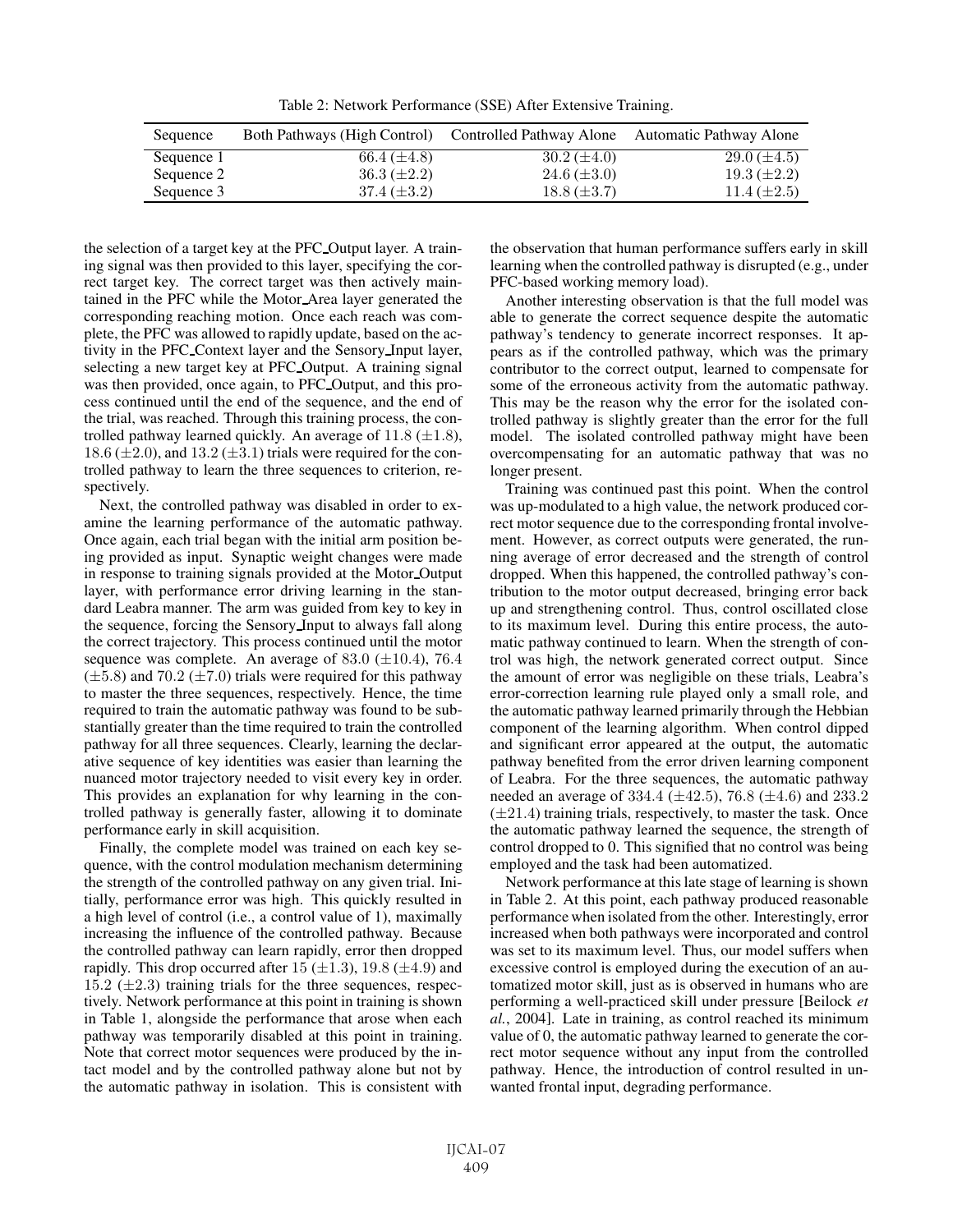Table 2: Network Performance (SSE) After Extensive Training.

| Sequence | Both Pathways (High Control) | Controlled Pathway Alone | Automatic Pathway Alone |
|---|---|---|---|
| Sequence 1 | $66.4\ (\pm 4.8)$ | $30.2\ (\pm 4.0)$ | $29.0\ (\pm 4.5)$ |
| Sequence 2 | $36.3\ (\pm 2.2)$ | $24.6\ (\pm 3.0)$ | $19.3\ (\pm 2.2)$ |
| Sequence 3 | $37.4\ (\pm 3.2)$ | $18.8\ (\pm 3.7)$ | $11.4\ (\pm 2.5)$ |

the selection of a target key at the PFC_Output layer. A training signal was then provided to this layer, specifying the correct target key. The correct target was then actively maintained in the PFC while the Motor_Area layer generated the corresponding reaching motion. Once each reach was complete, the PFC was allowed to rapidly update, based on the activity in the PFC_Context layer and the Sensory_Input layer, selecting a new target key at PFC_Output. A training signal was then provided, once again, to PFC_Output, and this process continued until the end of the sequence, and the end of the trial, was reached. Through this training process, the controlled pathway learned quickly. An average of $11.8\ (\pm 1.8)$, $18.6\ (\pm 2.0)$, and $13.2\ (\pm 3.1)$ trials were required for the controlled pathway to learn the three sequences to criterion, respectively.

Next, the controlled pathway was disabled in order to examine the learning performance of the automatic pathway. Once again, each trial began with the initial arm position being provided as input. Synaptic weight changes were made in response to training signals provided at the Motor_Output layer, with performance error driving learning in the standard Leabra manner. The arm was guided from key to key in the sequence, forcing the Sensory_Input to always fall along the correct trajectory. This process continued until the motor sequence was complete. An average of $83.0\ (\pm 10.4)$, $76.4\ (\pm 5.8)$ and $70.2\ (\pm 7.0)$ trials were required for this pathway to master the three sequences, respectively. Hence, the time required to train the automatic pathway was found to be substantially greater than the time required to train the controlled pathway for all three sequences. Clearly, learning the declarative sequence of key identities was easier than learning the nuanced motor trajectory needed to visit every key in order. This provides an explanation for why learning in the controlled pathway is generally faster, allowing it to dominate performance early in skill acquisition.

Finally, the complete model was trained on each key sequence, with the control modulation mechanism determining the strength of the controlled pathway on any given trial. Initially, performance error was high. This quickly resulted in a high level of control (i.e., a control value of 1), maximally increasing the influence of the controlled pathway. Because the controlled pathway can learn rapidly, error then dropped rapidly. This drop occurred after $15\ (\pm 1.3)$, $19.8\ (\pm 4.9)$ and $15.2\ (\pm 2.3)$ training trials for the three sequences, respectively. Network performance at this point in training is shown in Table 1, alongside the performance that arose when each pathway was temporarily disabled at this point in training. Note that correct motor sequences were produced by the intact model and by the controlled pathway alone but not by the automatic pathway in isolation. This is consistent with the observation that human performance suffers early in skill learning when the controlled pathway is disrupted (e.g., under PFC-based working memory load).

Another interesting observation is that the full model was able to generate the correct sequence despite the automatic pathway's tendency to generate incorrect responses. It appears as if the controlled pathway, which was the primary contributor to the correct output, learned to compensate for some of the erroneous activity from the automatic pathway. This may be the reason why the error for the isolated controlled pathway is slightly greater than the error for the full model. The isolated controlled pathway might have been overcompensating for an automatic pathway that was no longer present.

Training was continued past this point. When the control was up-modulated to a high value, the network produced correct motor sequence due to the corresponding frontal involvement. However, as correct outputs were generated, the running average of error decreased and the strength of control dropped. When this happened, the controlled pathway's contribution to the motor output decreased, bringing error back up and strengthening control. Thus, control oscillated close to its maximum level. During this entire process, the automatic pathway continued to learn. When the strength of control was high, the network generated correct output. Since the amount of error was negligible on these trials, Leabra's error-correction learning rule played only a small role, and the automatic pathway learned primarily through the Hebbian component of the learning algorithm. When control dipped and significant error appeared at the output, the automatic pathway benefited from the error driven learning component of Leabra. For the three sequences, the automatic pathway needed an average of $334.4\ (\pm 42.5)$, $76.8\ (\pm 4.6)$ and $233.2\ (\pm 21.4)$ training trials, respectively, to master the task. Once the automatic pathway learned the sequence, the strength of control dropped to 0. This signified that no control was being employed and the task had been automatized.

Network performance at this late stage of learning is shown in Table 2. At this point, each pathway produced reasonable performance when isolated from the other. Interestingly, error increased when both pathways were incorporated and control was set to its maximum level. Thus, our model suffers when excessive control is employed during the execution of an automatized motor skill, just as is observed in humans who are performing a well-practiced skill under pressure [Beilock *et al.*, 2004]. Late in training, as control reached its minimum value of 0, the automatic pathway learned to generate the correct motor sequence without any input from the controlled pathway. Hence, the introduction of control resulted in unwanted frontal input, degrading performance.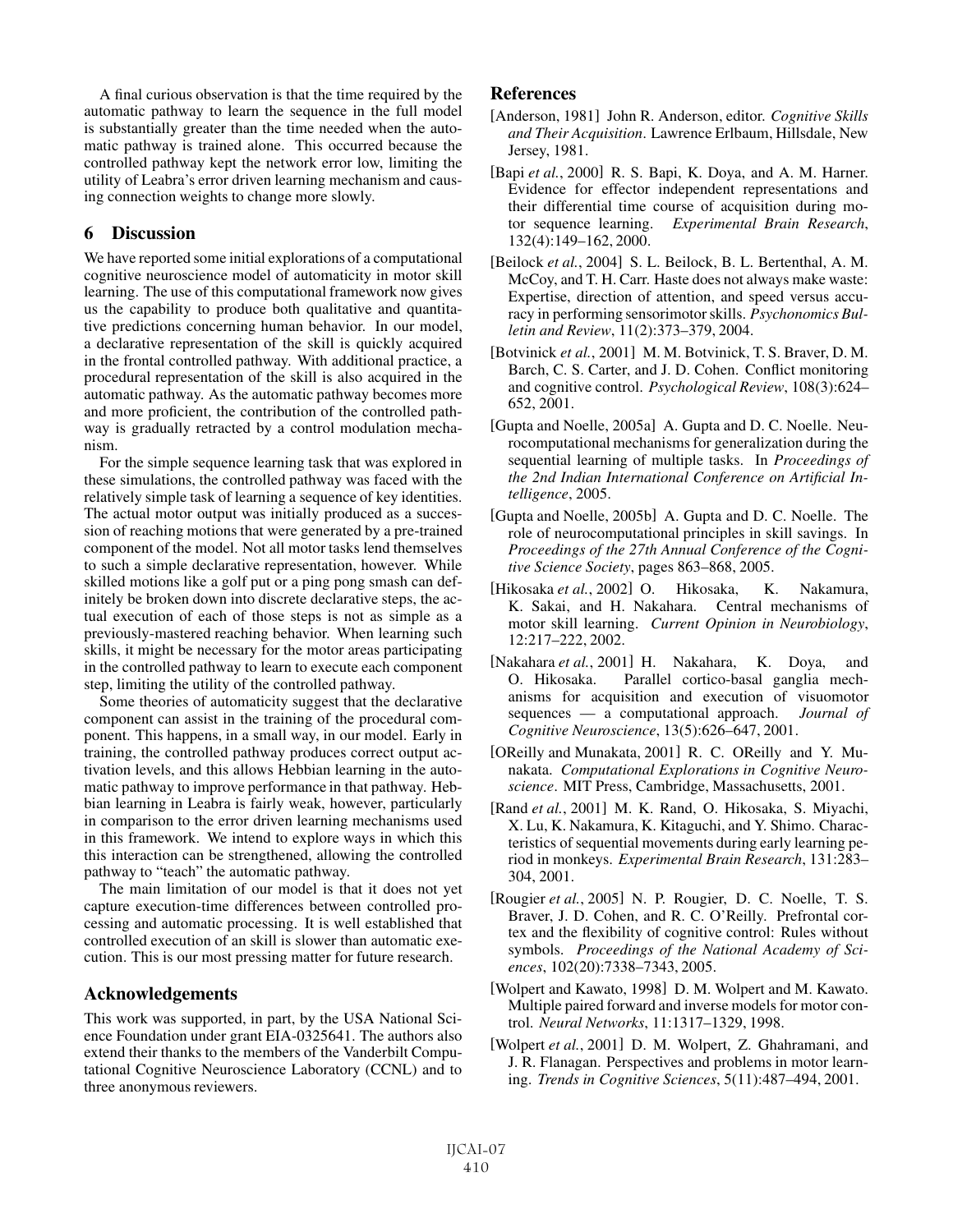A final curious observation is that the time required by the automatic pathway to learn the sequence in the full model is substantially greater than the time needed when the automatic pathway is trained alone. This occurred because the controlled pathway kept the network error low, limiting the utility of Leabra's error driven learning mechanism and causing connection weights to change more slowly.

## 6 Discussion

We have reported some initial explorations of a computational cognitive neuroscience model of automaticity in motor skill learning. The use of this computational framework now gives us the capability to produce both qualitative and quantitative predictions concerning human behavior. In our model, a declarative representation of the skill is quickly acquired in the frontal controlled pathway. With additional practice, a procedural representation of the skill is also acquired in the automatic pathway. As the automatic pathway becomes more and more proficient, the contribution of the controlled pathway is gradually retracted by a control modulation mechanism.

For the simple sequence learning task that was explored in these simulations, the controlled pathway was faced with the relatively simple task of learning a sequence of key identities. The actual motor output was initially produced as a succession of reaching motions that were generated by a pre-trained component of the model. Not all motor tasks lend themselves to such a simple declarative representation, however. While skilled motions like a golf put or a ping pong smash can definitely be broken down into discrete declarative steps, the actual execution of each of those steps is not as simple as a previously-mastered reaching behavior. When learning such skills, it might be necessary for the motor areas participating in the controlled pathway to learn to execute each component step, limiting the utility of the controlled pathway.

Some theories of automaticity suggest that the declarative component can assist in the training of the procedural component. This happens, in a small way, in our model. Early in training, the controlled pathway produces correct output activation levels, and this allows Hebbian learning in the automatic pathway to improve performance in that pathway. Hebbian learning in Leabra is fairly weak, however, particularly in comparison to the error driven learning mechanisms used in this framework. We intend to explore ways in which this this interaction can be strengthened, allowing the controlled pathway to "teach" the automatic pathway.

The main limitation of our model is that it does not yet capture execution-time differences between controlled processing and automatic processing. It is well established that controlled execution of an skill is slower than automatic execution. This is our most pressing matter for future research.

## Acknowledgements

This work was supported, in part, by the USA National Science Foundation under grant EIA-0325641. The authors also extend their thanks to the members of the Vanderbilt Computational Cognitive Neuroscience Laboratory (CCNL) and to three anonymous reviewers.

## References

[Anderson, 1981] John R. Anderson, editor. *Cognitive Skills and Their Acquisition*. Lawrence Erlbaum, Hillsdale, New Jersey, 1981.

[Bapi *et al.*, 2000] R. S. Bapi, K. Doya, and A. M. Harner. Evidence for effector independent representations and their differential time course of acquisition during motor sequence learning. *Experimental Brain Research*, 132(4):149–162, 2000.

[Beilock *et al.*, 2004] S. L. Beilock, B. L. Bertenthal, A. M. McCoy, and T. H. Carr. Haste does not always make waste: Expertise, direction of attention, and speed versus accuracy in performing sensorimotor skills. *Psychonomics Bulletin and Review*, 11(2):373–379, 2004.

[Botvinick *et al.*, 2001] M. M. Botvinick, T. S. Braver, D. M. Barch, C. S. Carter, and J. D. Cohen. Conflict monitoring and cognitive control. *Psychological Review*, 108(3):624–652, 2001.

[Gupta and Noelle, 2005a] A. Gupta and D. C. Noelle. Neurocomputational mechanisms for generalization during the sequential learning of multiple tasks. In *Proceedings of the 2nd Indian International Conference on Artificial Intelligence*, 2005.

[Gupta and Noelle, 2005b] A. Gupta and D. C. Noelle. The role of neurocomputational principles in skill savings. In *Proceedings of the 27th Annual Conference of the Cognitive Science Society*, pages 863–868, 2005.

[Hikosaka *et al.*, 2002] O. Hikosaka, K. Nakamura, K. Sakai, and H. Nakahara. Central mechanisms of motor skill learning. *Current Opinion in Neurobiology*, 12:217–222, 2002.

[Nakahara *et al.*, 2001] H. Nakahara, K. Doya, and O. Hikosaka. Parallel cortico-basal ganglia mechanisms for acquisition and execution of visuomotor sequences — a computational approach. *Journal of Cognitive Neuroscience*, 13(5):626–647, 2001.

[OReilly and Munakata, 2001] R. C. OReilly and Y. Munakata. *Computational Explorations in Cognitive Neuroscience*. MIT Press, Cambridge, Massachusetts, 2001.

[Rand *et al.*, 2001] M. K. Rand, O. Hikosaka, S. Miyachi, X. Lu, K. Nakamura, K. Kitaguchi, and Y. Shimo. Characteristics of sequential movements during early learning period in monkeys. *Experimental Brain Research*, 131:283–304, 2001.

[Rougier *et al.*, 2005] N. P. Rougier, D. C. Noelle, T. S. Braver, J. D. Cohen, and R. C. O'Reilly. Prefrontal cortex and the flexibility of cognitive control: Rules without symbols. *Proceedings of the National Academy of Sciences*, 102(20):7338–7343, 2005.

[Wolpert and Kawato, 1998] D. M. Wolpert and M. Kawato. Multiple paired forward and inverse models for motor control. *Neural Networks*, 11:1317–1329, 1998.

[Wolpert *et al.*, 2001] D. M. Wolpert, Z. Ghahramani, and J. R. Flanagan. Perspectives and problems in motor learning. *Trends in Cognitive Sciences*, 5(11):487–494, 2001.